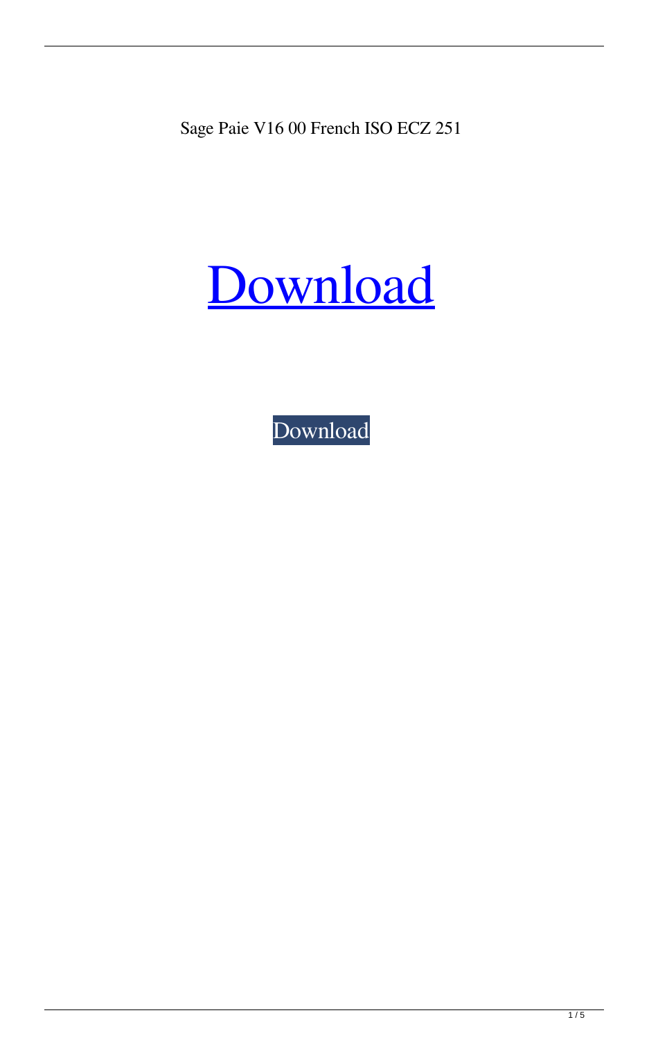Sage Paie V16 00 French ISO ECZ 251

# Download

Download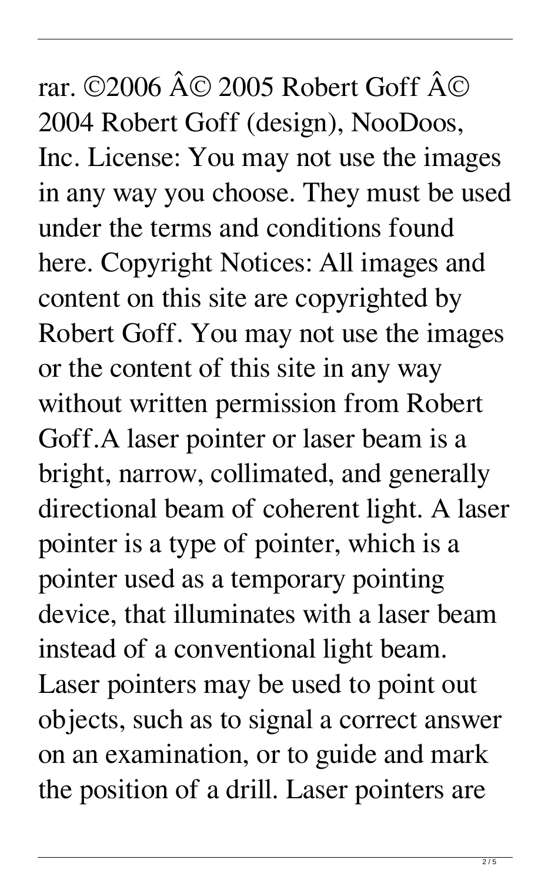rar. ©2006 Â© 2005 Robert Goff Â© 2004 Robert Goff (design), NooDoos, Inc. License: You may not use the images in any way you choose. They must be used under the terms and conditions found here. Copyright Notices: All images and content on this site are copyrighted by Robert Goff. You may not use the images or the content of this site in any way without written permission from Robert Goff.A laser pointer or laser beam is a bright, narrow, collimated, and generally directional beam of coherent light. A laser pointer is a type of pointer, which is a pointer used as a temporary pointing device, that illuminates with a laser beam instead of a conventional light beam. Laser pointers may be used to point out objects, such as to signal a correct answer on an examination, or to guide and mark the position of a drill. Laser pointers are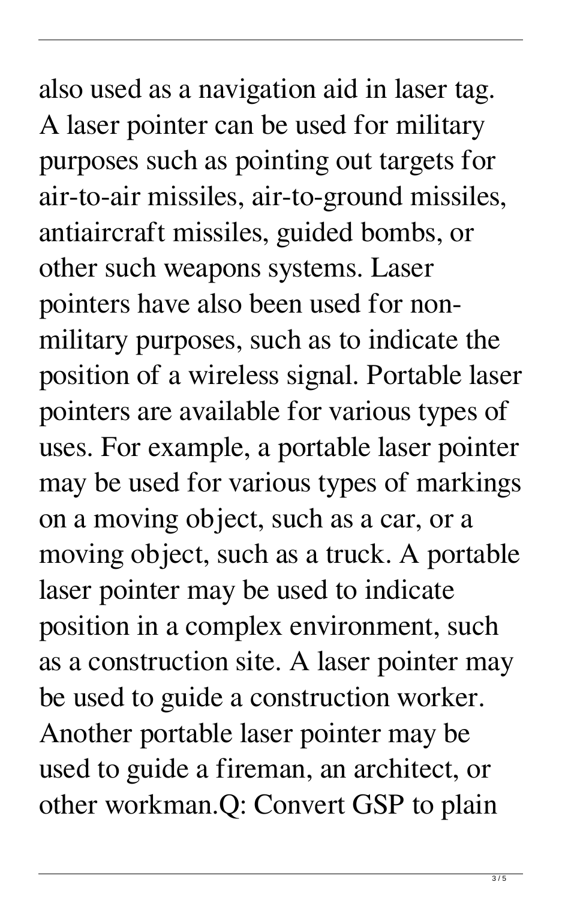also used as a navigation aid in laser tag. A laser pointer can be used for military purposes such as pointing out targets for air-to-air missiles, air-to-ground missiles, antiaircraft missiles, guided bombs, or other such weapons systems. Laser pointers have also been used for non-military purposes, such as to indicate the position of a wireless signal. Portable laser pointers are available for various types of uses. For example, a portable laser pointer may be used for various types of markings on a moving object, such as a car, or a moving object, such as a truck. A portable laser pointer may be used to indicate position in a complex environment, such as a construction site. A laser pointer may be used to guide a construction worker. Another portable laser pointer may be used to guide a fireman, an architect, or other workman.Q: Convert GSP to plain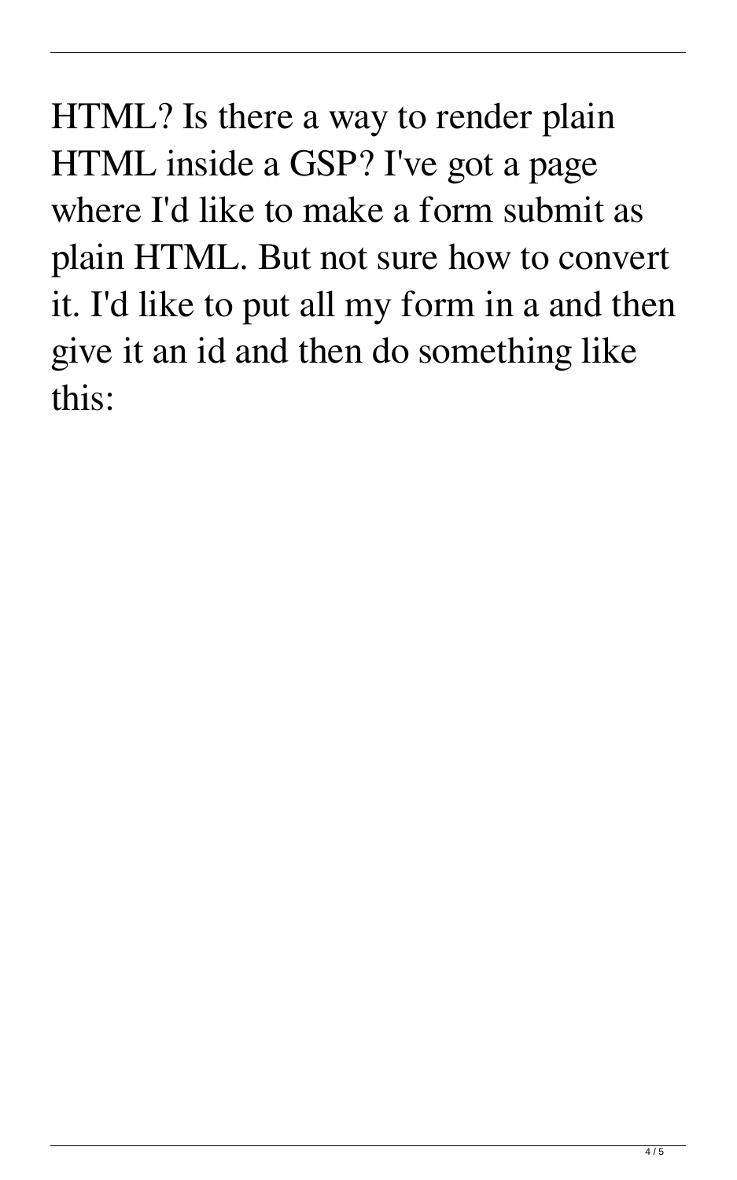HTML? Is there a way to render plain HTML inside a GSP? I've got a page where I'd like to make a form submit as plain HTML. But not sure how to convert it. I'd like to put all my form in a and then give it an id and then do something like this: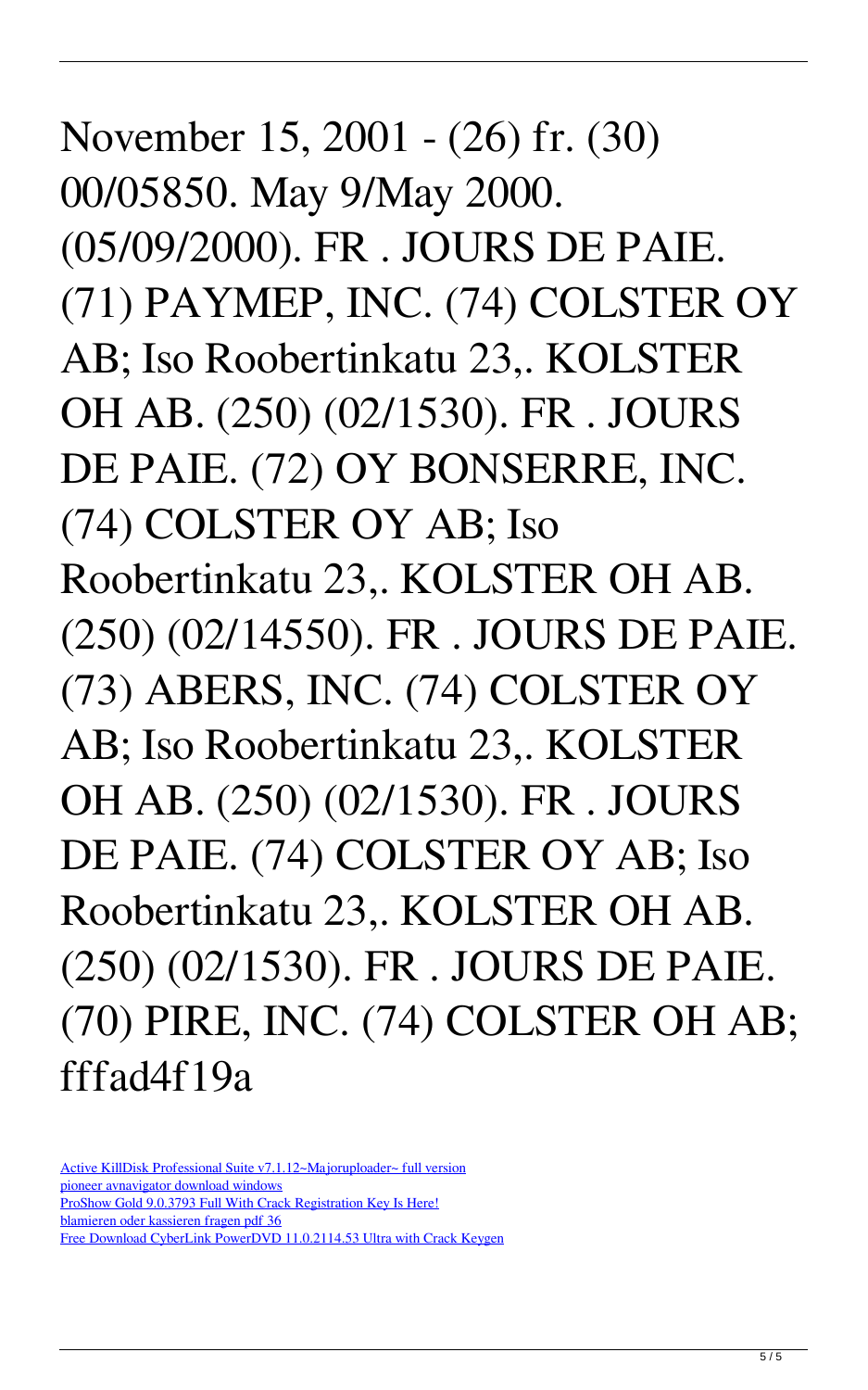November 15, 2001 - (26) fr. (30) 00/05850. May 9/May 2000. (05/09/2000). FR . JOURS DE PAIE. (71) PAYMEP, INC. (74) COLSTER OY AB; Iso Roobertinkatu 23,. KOLSTER OH AB. (250) (02/1530). FR . JOURS DE PAIE. (72) OY BONSERRE, INC. (74) COLSTER OY AB; Iso Roobertinkatu 23,. KOLSTER OH AB. (250) (02/14550). FR . JOURS DE PAIE. (73) ABERS, INC. (74) COLSTER OY AB; Iso Roobertinkatu 23,. KOLSTER OH AB. (250) (02/1530). FR . JOURS DE PAIE. (74) COLSTER OY AB; Iso Roobertinkatu 23,. KOLSTER OH AB. (250) (02/1530). FR . JOURS DE PAIE. (70) PIRE, INC. (74) COLSTER OH AB; fffad4f19a

Active KillDisk Professional Suite v7.1.12~Majoruploader~ full version
pioneer avnavigator download windows
ProShow Gold 9.0.3793 Full With Crack Registration Key Is Here!
blamieren oder kassieren fragen pdf 36
Free Download CyberLink PowerDVD 11.0.2114.53 Ultra with Crack Keygen